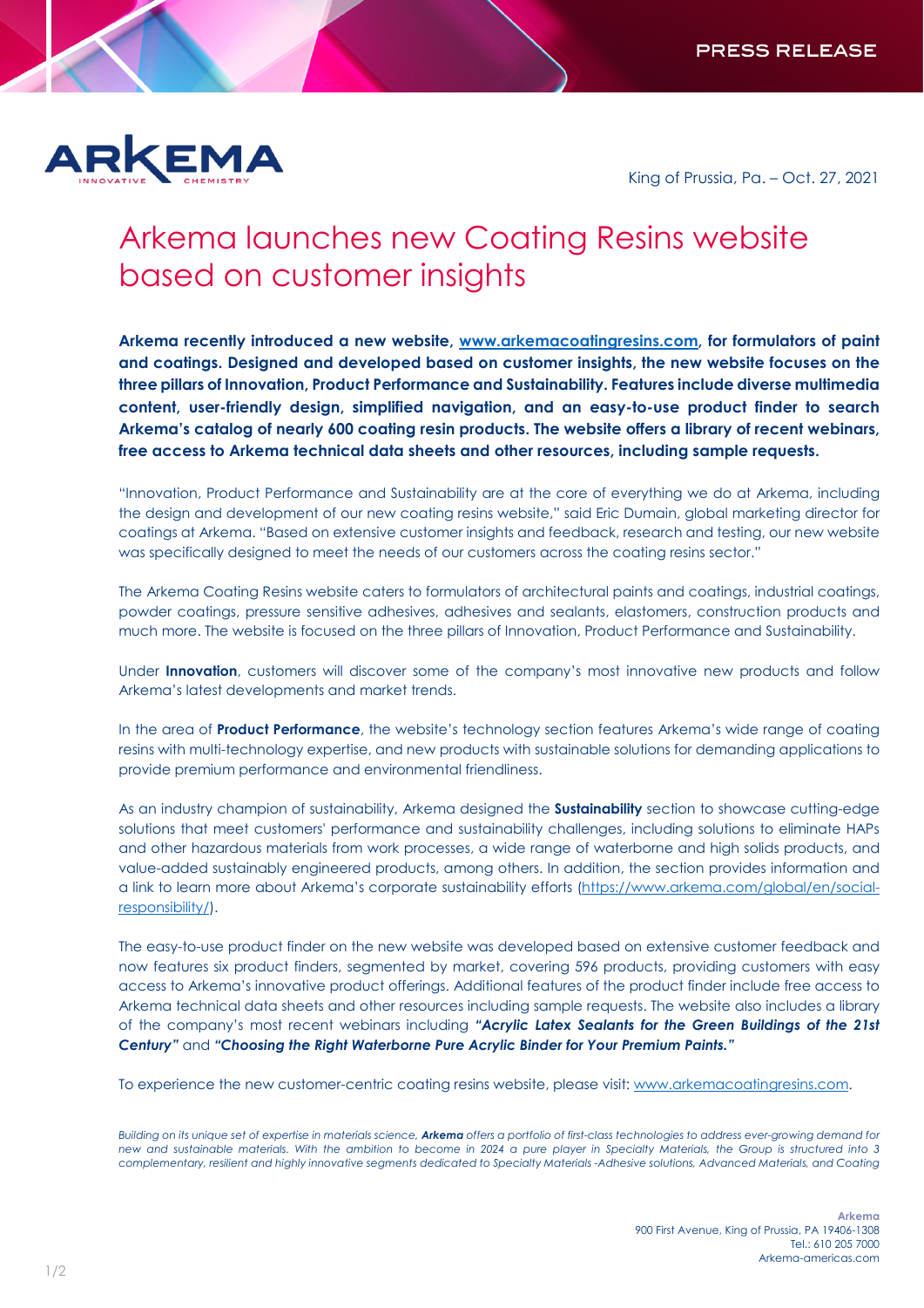PRESS RELEASE

King of Prussia, Pa. – Oct. 27, 2021

# Arkema launches new Coating Resins website based on customer insights

**Arkema recently introduced a new website, [www.arkemacoatingresins.com](www.arkemacoatingresins.com), for formulators of paint and coatings. Designed and developed based on customer insights, the new website focuses on the three pillars of Innovation, Product Performance and Sustainability. Features include diverse multimedia content, user-friendly design, simplified navigation, and an easy-to-use product finder to search Arkema's catalog of nearly 600 coating resin products. The website offers a library of recent webinars, free access to Arkema technical data sheets and other resources, including sample requests.**

"Innovation, Product Performance and Sustainability are at the core of everything we do at Arkema, including the design and development of our new coating resins website," said Eric Dumain, global marketing director for coatings at Arkema. "Based on extensive customer insights and feedback, research and testing, our new website was specifically designed to meet the needs of our customers across the coating resins sector."

The Arkema Coating Resins website caters to formulators of architectural paints and coatings, industrial coatings, powder coatings, pressure sensitive adhesives, adhesives and sealants, elastomers, construction products and much more. The website is focused on the three pillars of Innovation, Product Performance and Sustainability.

Under **Innovation**, customers will discover some of the company's most innovative new products and follow Arkema's latest developments and market trends.

In the area of **Product Performance**, the website's technology section features Arkema's wide range of coating resins with multi-technology expertise, and new products with sustainable solutions for demanding applications to provide premium performance and environmental friendliness.

As an industry champion of sustainability, Arkema designed the **Sustainability** section to showcase cutting-edge solutions that meet customers' performance and sustainability challenges, including solutions to eliminate HAPs and other hazardous materials from work processes, a wide range of waterborne and high solids products, and value-added sustainably engineered products, among others. In addition, the section provides information and a link to learn more about Arkema's corporate sustainability efforts ([https://www.arkema.com/global/en/social-responsibility/](https://www.arkema.com/global/en/social-responsibility/)).

The easy-to-use product finder on the new website was developed based on extensive customer feedback and now features six product finders, segmented by market, covering 596 products, providing customers with easy access to Arkema's innovative product offerings. Additional features of the product finder include free access to Arkema technical data sheets and other resources including sample requests. The website also includes a library of the company's most recent webinars including ***"Acrylic Latex Sealants for the Green Buildings of the 21st Century"*** and ***"Choosing the Right Waterborne Pure Acrylic Binder for Your Premium Paints."***

To experience the new customer-centric coating resins website, please visit: [www.arkemacoatingresins.com](www.arkemacoatingresins.com).

*Building on its unique set of expertise in materials science, **Arkema** offers a portfolio of first-class technologies to address ever-growing demand for new and sustainable materials. With the ambition to become in 2024 a pure player in Specialty Materials, the Group is structured into 3 complementary, resilient and highly innovative segments dedicated to Specialty Materials -Adhesive solutions, Advanced Materials, and Coating*

**Arkema**
900 First Avenue, King of Prussia, PA 19406-1308
Tel.: 610 205 7000
Arkema-americas.com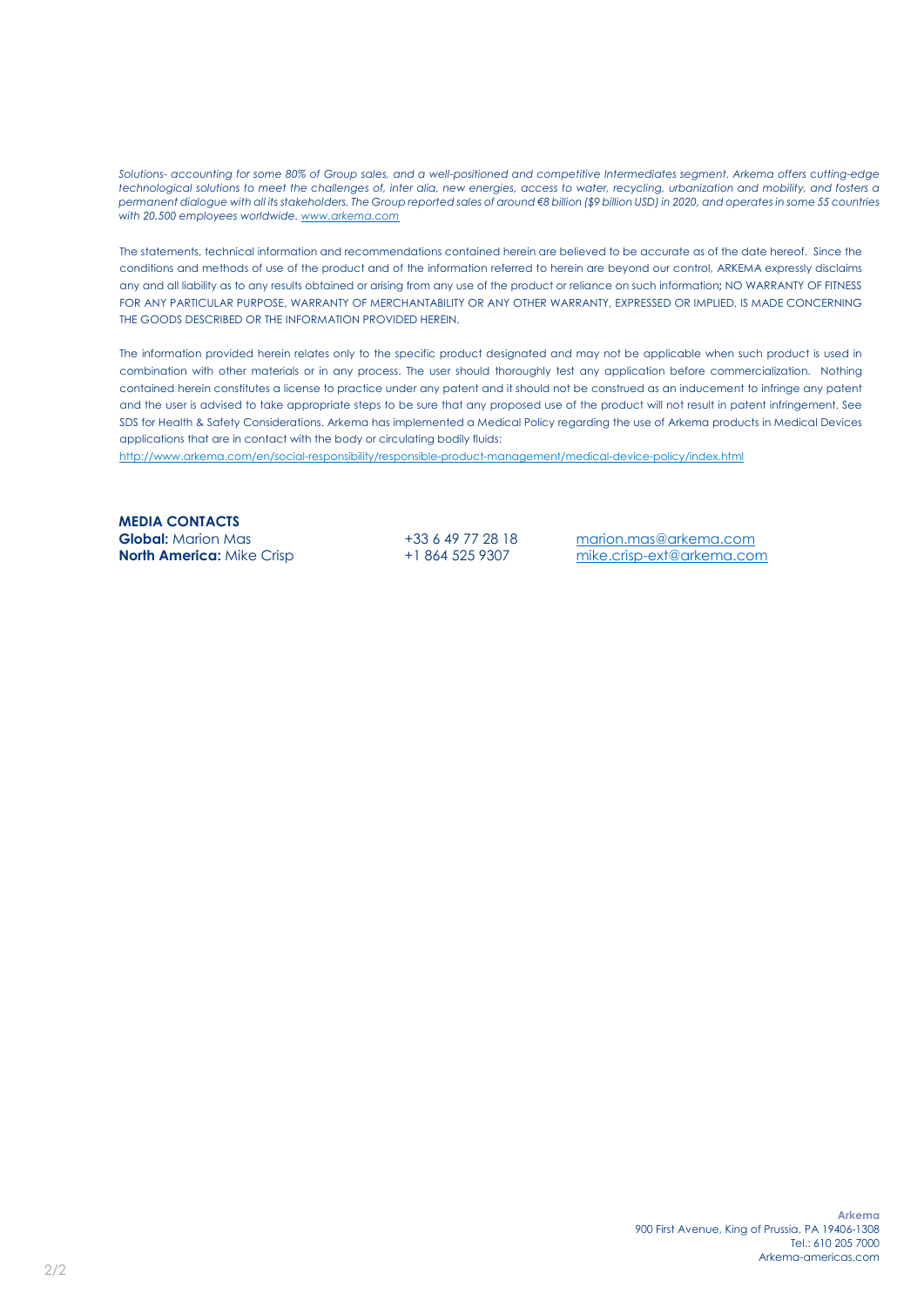*Solutions- accounting for some 80% of Group sales, and a well-positioned and competitive Intermediates segment. Arkema offers cutting-edge technological solutions to meet the challenges of, inter alia, new energies, access to water, recycling, urbanization and mobility, and fosters a permanent dialogue with all its stakeholders. The Group reported sales of around €8 billion ($9 billion USD) in 2020, and operates in some 55 countries with 20,500 employees worldwide. [www.arkema.com](http://www.arkema.com)*

The statements, technical information and recommendations contained herein are believed to be accurate as of the date hereof. Since the conditions and methods of use of the product and of the information referred to herein are beyond our control, ARKEMA expressly disclaims any and all liability as to any results obtained or arising from any use of the product or reliance on such information; NO WARRANTY OF FITNESS FOR ANY PARTICULAR PURPOSE, WARRANTY OF MERCHANTABILITY OR ANY OTHER WARRANTY, EXPRESSED OR IMPLIED, IS MADE CONCERNING THE GOODS DESCRIBED OR THE INFORMATION PROVIDED HEREIN.

The information provided herein relates only to the specific product designated and may not be applicable when such product is used in combination with other materials or in any process. The user should thoroughly test any application before commercialization. Nothing contained herein constitutes a license to practice under any patent and it should not be construed as an inducement to infringe any patent and the user is advised to take appropriate steps to be sure that any proposed use of the product will not result in patent infringement. See SDS for Health & Safety Considerations. Arkema has implemented a Medical Policy regarding the use of Arkema products in Medical Devices applications that are in contact with the body or circulating bodily fluids:
[http://www.arkema.com/en/social-responsibility/responsible-product-management/medical-device-policy/index.html](http://www.arkema.com/en/social-responsibility/responsible-product-management/medical-device-policy/index.html)

**MEDIA CONTACTS**

| | | |
|---|---|---|
| **Global:** Marion Mas | +33 6 49 77 28 18 | marion.mas@arkema.com |
| **North America:** Mike Crisp | +1 864 525 9307 | mike.crisp-ext@arkema.com |

**Arkema**
900 First Avenue, King of Prussia, PA 19406-1308
Tel.: 610 205 7000
Arkema-americas.com